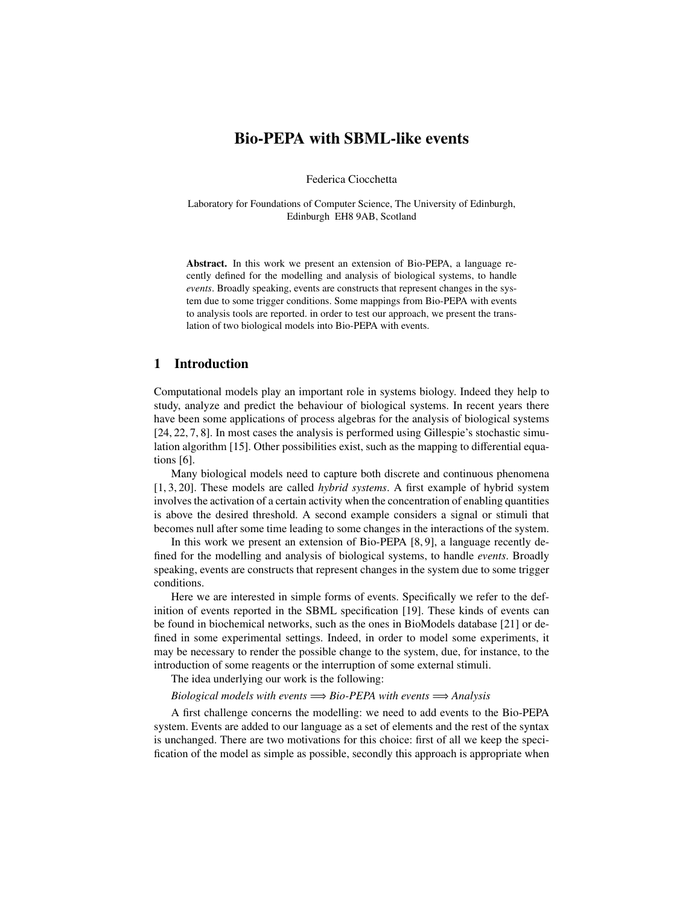# Bio-PEPA with SBML-like events

Federica Ciocchetta

Laboratory for Foundations of Computer Science, The University of Edinburgh, Edinburgh EH8 9AB, Scotland

**Abstract.** In this work we present an extension of Bio-PEPA, a language recently defined for the modelling and analysis of biological systems, to handle *events*. Broadly speaking, events are constructs that represent changes in the system due to some trigger conditions. Some mappings from Bio-PEPA with events to analysis tools are reported. in order to test our approach, we present the translation of two biological models into Bio-PEPA with events.

## 1 Introduction

Computational models play an important role in systems biology. Indeed they help to study, analyze and predict the behaviour of biological systems. In recent years there have been some applications of process algebras for the analysis of biological systems [24, 22, 7, 8]. In most cases the analysis is performed using Gillespie's stochastic simulation algorithm [15]. Other possibilities exist, such as the mapping to differential equations [6].

Many biological models need to capture both discrete and continuous phenomena [1, 3, 20]. These models are called *hybrid systems*. A first example of hybrid system involves the activation of a certain activity when the concentration of enabling quantities is above the desired threshold. A second example considers a signal or stimuli that becomes null after some time leading to some changes in the interactions of the system.

In this work we present an extension of Bio-PEPA [8, 9], a language recently defined for the modelling and analysis of biological systems, to handle *events*. Broadly speaking, events are constructs that represent changes in the system due to some trigger conditions.

Here we are interested in simple forms of events. Specifically we refer to the definition of events reported in the SBML specification [19]. These kinds of events can be found in biochemical networks, such as the ones in BioModels database [21] or defined in some experimental settings. Indeed, in order to model some experiments, it may be necessary to render the possible change to the system, due, for instance, to the introduction of some reagents or the interruption of some external stimuli.

The idea underlying our work is the following:

*Biological models with events* $\Longrightarrow$ *Bio-PEPA with events* $\Longrightarrow$ *Analysis*

A first challenge concerns the modelling: we need to add events to the Bio-PEPA system. Events are added to our language as a set of elements and the rest of the syntax is unchanged. There are two motivations for this choice: first of all we keep the specification of the model as simple as possible, secondly this approach is appropriate when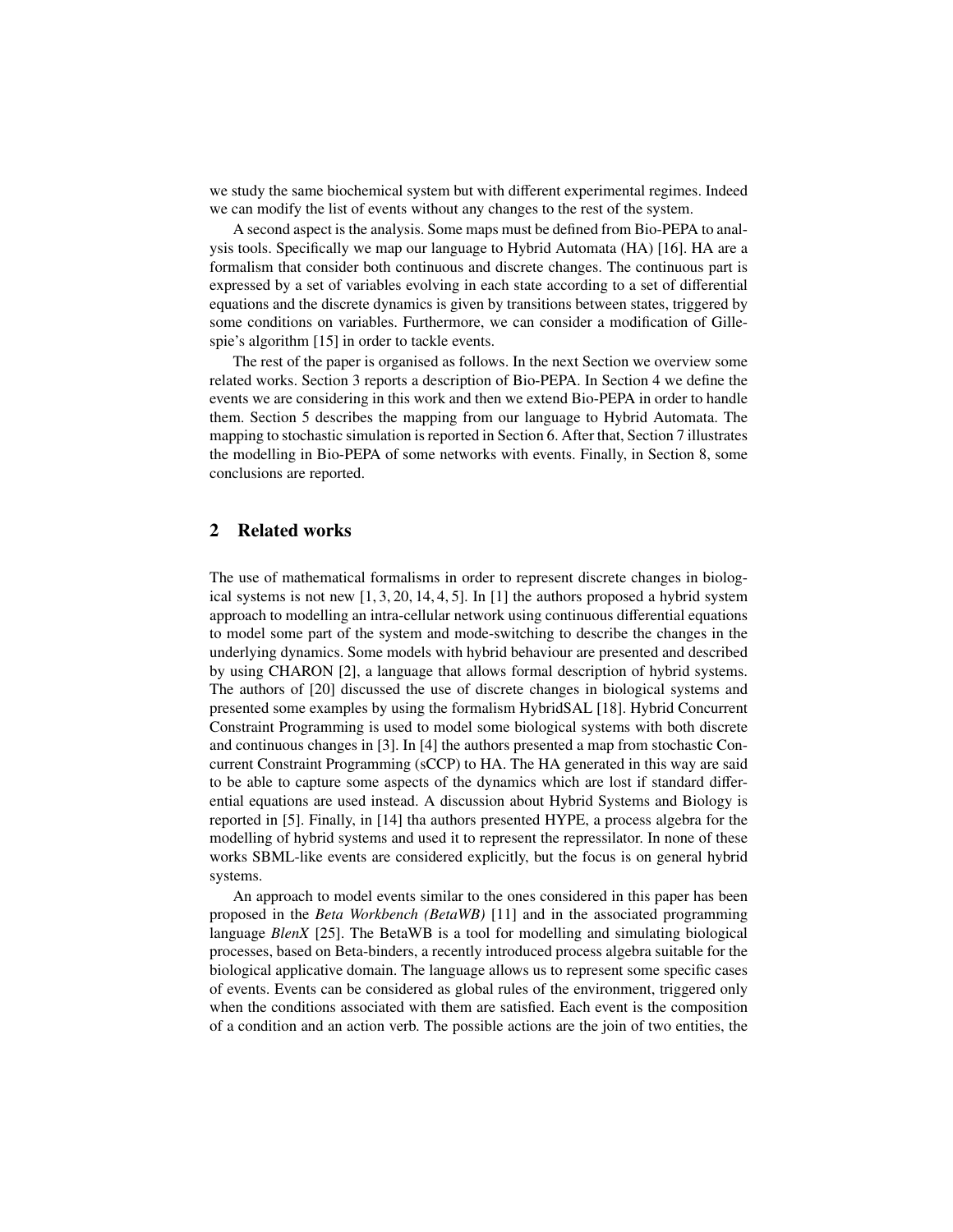we study the same biochemical system but with different experimental regimes. Indeed we can modify the list of events without any changes to the rest of the system.

A second aspect is the analysis. Some maps must be defined from Bio-PEPA to analysis tools. Specifically we map our language to Hybrid Automata (HA) [16]. HA are a formalism that consider both continuous and discrete changes. The continuous part is expressed by a set of variables evolving in each state according to a set of differential equations and the discrete dynamics is given by transitions between states, triggered by some conditions on variables. Furthermore, we can consider a modification of Gillespie's algorithm [15] in order to tackle events.

The rest of the paper is organised as follows. In the next Section we overview some related works. Section 3 reports a description of Bio-PEPA. In Section 4 we define the events we are considering in this work and then we extend Bio-PEPA in order to handle them. Section 5 describes the mapping from our language to Hybrid Automata. The mapping to stochastic simulation is reported in Section 6. After that, Section 7 illustrates the modelling in Bio-PEPA of some networks with events. Finally, in Section 8, some conclusions are reported.

## 2 Related works

The use of mathematical formalisms in order to represent discrete changes in biological systems is not new [1, 3, 20, 14, 4, 5]. In [1] the authors proposed a hybrid system approach to modelling an intra-cellular network using continuous differential equations to model some part of the system and mode-switching to describe the changes in the underlying dynamics. Some models with hybrid behaviour are presented and described by using CHARON [2], a language that allows formal description of hybrid systems. The authors of [20] discussed the use of discrete changes in biological systems and presented some examples by using the formalism HybridSAL [18]. Hybrid Concurrent Constraint Programming is used to model some biological systems with both discrete and continuous changes in [3]. In [4] the authors presented a map from stochastic Concurrent Constraint Programming (sCCP) to HA. The HA generated in this way are said to be able to capture some aspects of the dynamics which are lost if standard differential equations are used instead. A discussion about Hybrid Systems and Biology is reported in [5]. Finally, in [14] tha authors presented HYPE, a process algebra for the modelling of hybrid systems and used it to represent the repressilator. In none of these works SBML-like events are considered explicitly, but the focus is on general hybrid systems.

An approach to model events similar to the ones considered in this paper has been proposed in the *Beta Workbench (BetaWB)* [11] and in the associated programming language *BlenX* [25]. The BetaWB is a tool for modelling and simulating biological processes, based on Beta-binders, a recently introduced process algebra suitable for the biological applicative domain. The language allows us to represent some specific cases of events. Events can be considered as global rules of the environment, triggered only when the conditions associated with them are satisfied. Each event is the composition of a condition and an action verb. The possible actions are the join of two entities, the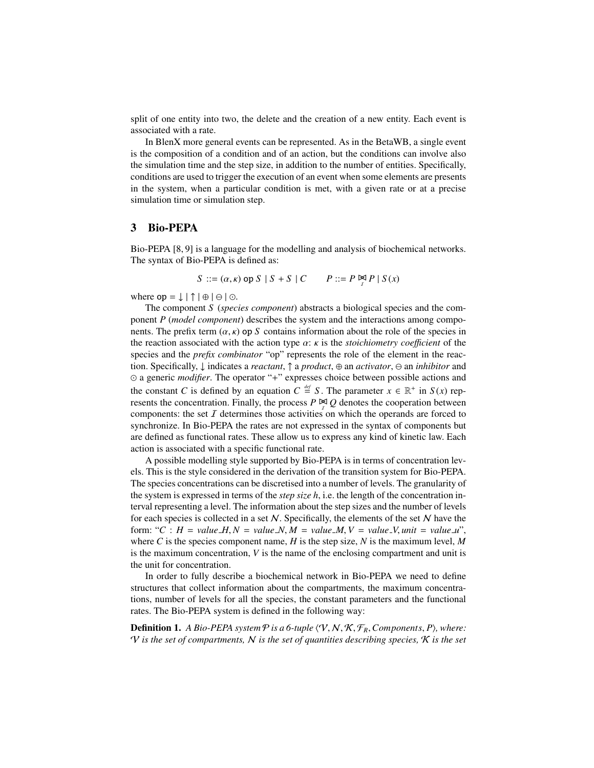split of one entity into two, the delete and the creation of a new entity. Each event is associated with a rate.

In BlenX more general events can be represented. As in the BetaWB, a single event is the composition of a condition and of an action, but the conditions can involve also the simulation time and the step size, in addition to the number of entities. Specifically, conditions are used to trigger the execution of an event when some elements are presents in the system, when a particular condition is met, with a given rate or at a precise simulation time or simulation step.

## 3 Bio-PEPA

Bio-PEPA [8, 9] is a language for the modelling and analysis of biochemical networks. The syntax of Bio-PEPA is defined as:

$$S ::= (\alpha, \kappa) \ \mathtt{op} \ S \ | \ S + S \ | \ C \qquad P ::= P \underset{\mathcal{I}}{\bowtie} P \ | \ S(x)$$

where $\mathtt{op} = \downarrow | \uparrow | \oplus | \ominus | \odot$.

The component $S$ (*species component*) abstracts a biological species and the component $P$ (*model component*) describes the system and the interactions among components. The prefix term $(\alpha, \kappa) \ \mathtt{op} \ S$ contains information about the role of the species in the reaction associated with the action type $\alpha$: $\kappa$ is the *stoichiometry coefficient* of the species and the *prefix combinator* "op" represents the role of the element in the reaction. Specifically, $\downarrow$ indicates a *reactant*, $\uparrow$ a *product*, $\oplus$ an *activator*, $\ominus$ an *inhibitor* and $\odot$ a generic *modifier*. The operator "+" expresses choice between possible actions and the constant $C$ is defined by an equation $C \stackrel{def}{=} S$. The parameter $x \in \mathbb{R}^+$ in $S(x)$ represents the concentration. Finally, the process $P \underset{\mathcal{I}}{\bowtie} Q$ denotes the cooperation between components: the set $\mathcal{I}$ determines those activities on which the operands are forced to synchronize. In Bio-PEPA the rates are not expressed in the syntax of components but are defined as functional rates. These allow us to express any kind of kinetic law. Each action is associated with a specific functional rate.

A possible modelling style supported by Bio-PEPA is in terms of concentration levels. This is the style considered in the derivation of the transition system for Bio-PEPA. The species concentrations can be discretised into a number of levels. The granularity of the system is expressed in terms of the *step size h*, i.e. the length of the concentration interval representing a level. The information about the step sizes and the number of levels for each species is collected in a set $\mathcal{N}$. Specifically, the elements of the set $\mathcal{N}$ have the form: "$C$ : $H = value\_H, N = value\_N, M = value\_M, V = value\_V, unit = value\_u$", where $C$ is the species component name, $H$ is the step size, $N$ is the maximum level, $M$ is the maximum concentration, $V$ is the name of the enclosing compartment and unit is the unit for concentration.

In order to fully describe a biochemical network in Bio-PEPA we need to define structures that collect information about the compartments, the maximum concentrations, number of levels for all the species, the constant parameters and the functional rates. The Bio-PEPA system is defined in the following way:

**Definition 1.** *A Bio-PEPA system $\mathcal{P}$ is a 6-tuple $\langle \mathcal{V}, \mathcal{N}, \mathcal{K}, \mathcal{F}_R, Components, P \rangle$, where: $\mathcal{V}$ is the set of compartments, $\mathcal{N}$ is the set of quantities describing species, $\mathcal{K}$ is the set*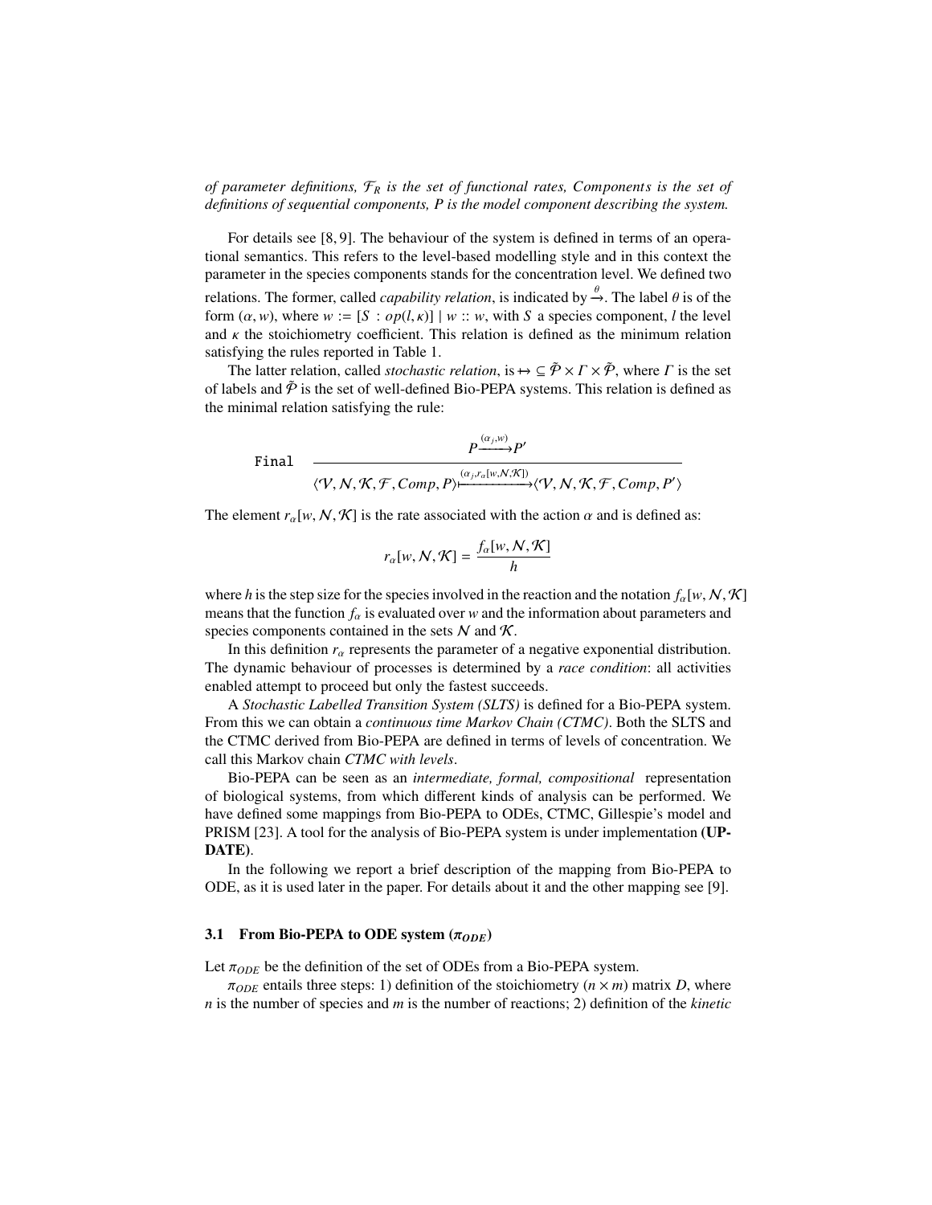*of parameter definitions, $\mathcal{F}_R$ is the set of functional rates, Components is the set of definitions of sequential components, P is the model component describing the system.*

For details see [8, 9]. The behaviour of the system is defined in terms of an operational semantics. This refers to the level-based modelling style and in this context the parameter in the species components stands for the concentration level. We defined two relations. The former, called *capability relation*, is indicated by $\xrightarrow{\theta}$. The label $\theta$ is of the form $(\alpha, w)$, where $w := [S : op(l, \kappa)] \mid w :: w$, with $S$ a species component, $l$ the level and $\kappa$ the stoichiometry coefficient. This relation is defined as the minimum relation satisfying the rules reported in Table 1.

The latter relation, called *stochastic relation*, is $\mapsto \subseteq \tilde{\mathcal{P}} \times \Gamma \times \tilde{\mathcal{P}}$, where $\Gamma$ is the set of labels and $\tilde{\mathcal{P}}$ is the set of well-defined Bio-PEPA systems. This relation is defined as the minimal relation satisfying the rule:

$$\texttt{Final} \quad \frac{P \xrightarrow{(\alpha_j, w)} P'}{\langle \mathcal{V}, \mathcal{N}, \mathcal{K}, \mathcal{F}, Comp, P \rangle \xmapsto{(\alpha_j, r_\alpha[w, \mathcal{N}, \mathcal{K}])} \langle \mathcal{V}, \mathcal{N}, \mathcal{K}, \mathcal{F}, Comp, P' \rangle}$$

The element $r_\alpha[w, \mathcal{N}, \mathcal{K}]$ is the rate associated with the action $\alpha$ and is defined as:

$$r_\alpha[w, \mathcal{N}, \mathcal{K}] = \frac{f_\alpha[w, \mathcal{N}, \mathcal{K}]}{h}$$

where $h$ is the step size for the species involved in the reaction and the notation $f_\alpha[w, \mathcal{N}, \mathcal{K}]$ means that the function $f_\alpha$ is evaluated over $w$ and the information about parameters and species components contained in the sets $\mathcal{N}$ and $\mathcal{K}$.

In this definition $r_\alpha$ represents the parameter of a negative exponential distribution. The dynamic behaviour of processes is determined by a *race condition*: all activities enabled attempt to proceed but only the fastest succeeds.

A *Stochastic Labelled Transition System (SLTS)* is defined for a Bio-PEPA system. From this we can obtain a *continuous time Markov Chain (CTMC)*. Both the SLTS and the CTMC derived from Bio-PEPA are defined in terms of levels of concentration. We call this Markov chain *CTMC with levels*.

Bio-PEPA can be seen as an *intermediate, formal, compositional* representation of biological systems, from which different kinds of analysis can be performed. We have defined some mappings from Bio-PEPA to ODEs, CTMC, Gillespie's model and PRISM [23]. A tool for the analysis of Bio-PEPA system is under implementation **(UPDATE)**.

In the following we report a brief description of the mapping from Bio-PEPA to ODE, as it is used later in the paper. For details about it and the other mapping see [9].

### 3.1 From Bio-PEPA to ODE system ($\pi_{ODE}$)

Let $\pi_{ODE}$ be the definition of the set of ODEs from a Bio-PEPA system.

$\pi_{ODE}$ entails three steps: 1) definition of the stoichiometry $(n \times m)$ matrix $D$, where $n$ is the number of species and $m$ is the number of reactions; 2) definition of the *kinetic*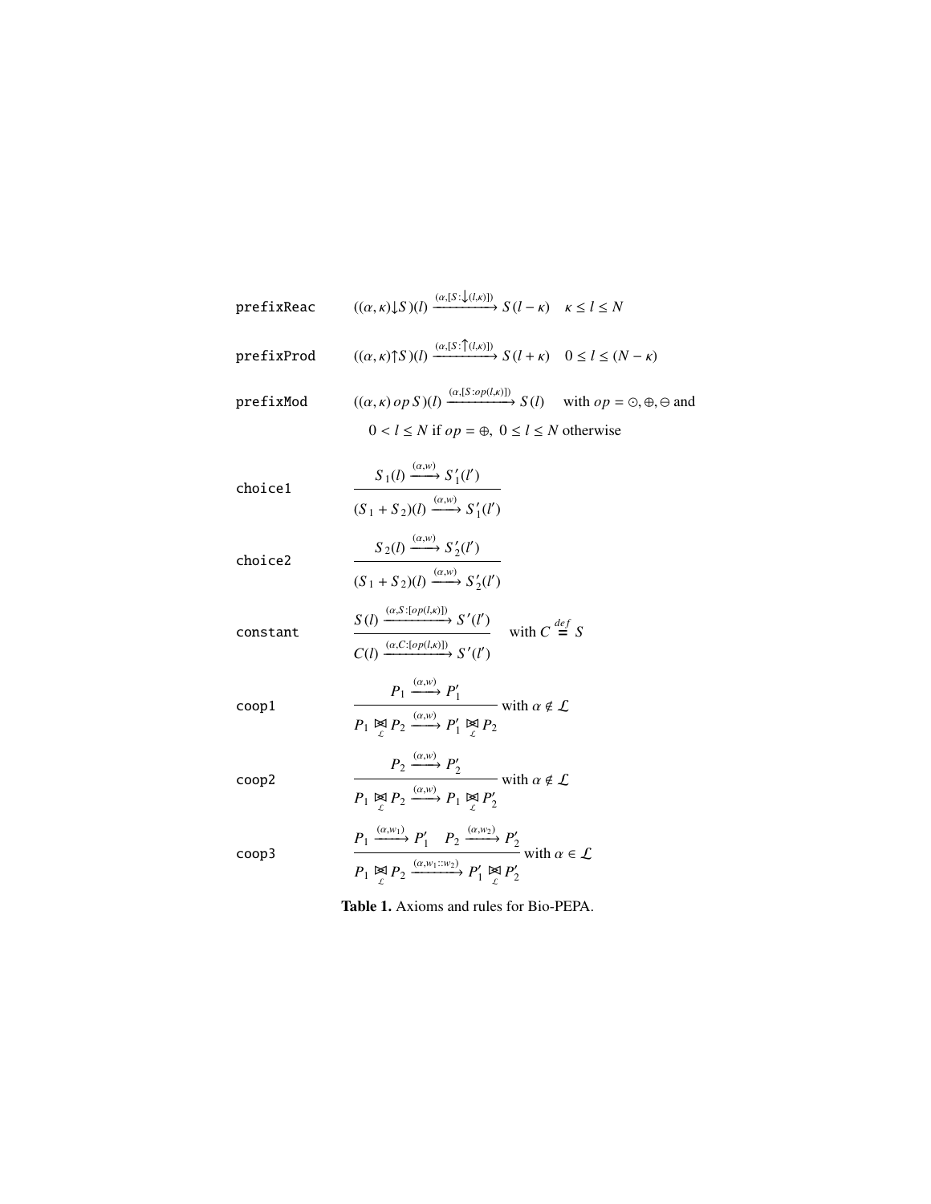$$\texttt{prefixReac} \qquad ((\alpha,\kappa)\!\downarrow\! S)(l) \xrightarrow{(\alpha,[S:\downarrow(l,\kappa)])} S(l-\kappa) \quad \kappa \leq l \leq N$$

$$\texttt{prefixProd} \qquad ((\alpha,\kappa)\!\uparrow\! S)(l) \xrightarrow{(\alpha,[S:\uparrow(l,\kappa)])} S(l+\kappa) \quad 0 \leq l \leq (N-\kappa)$$

$$\texttt{prefixMod} \qquad ((\alpha,\kappa)\, op\, S)(l) \xrightarrow{(\alpha,[S:op(l,\kappa)])} S(l) \quad \text{with } op = \odot, \oplus, \ominus \text{ and}$$

$$0 < l \leq N \text{ if } op = \oplus,\ 0 \leq l \leq N \text{ otherwise}$$

$$\texttt{choice1} \qquad \frac{S_1(l) \xrightarrow{(\alpha,w)} S_1'(l')}{(S_1 + S_2)(l) \xrightarrow{(\alpha,w)} S_1'(l')}$$

$$\texttt{choice2} \qquad \frac{S_2(l) \xrightarrow{(\alpha,w)} S_2'(l')}{(S_1 + S_2)(l) \xrightarrow{(\alpha,w)} S_2'(l')}$$

$$\texttt{constant} \qquad \frac{S(l) \xrightarrow{(\alpha,S:[op(l,\kappa)])} S'(l')}{C(l) \xrightarrow{(\alpha,C:[op(l,\kappa)])} S'(l')} \quad \text{with } C \stackrel{def}{=} S$$

$$\texttt{coop1} \qquad \frac{P_1 \xrightarrow{(\alpha,w)} P_1'}{P_1 \underset{\mathcal{L}}{\bowtie} P_2 \xrightarrow{(\alpha,w)} P_1' \underset{\mathcal{L}}{\bowtie} P_2} \text{ with } \alpha \notin \mathcal{L}$$

$$\texttt{coop2} \qquad \frac{P_2 \xrightarrow{(\alpha,w)} P_2'}{P_1 \underset{\mathcal{L}}{\bowtie} P_2 \xrightarrow{(\alpha,w)} P_1 \underset{\mathcal{L}}{\bowtie} P_2'} \text{ with } \alpha \notin \mathcal{L}$$

$$\texttt{coop3} \qquad \frac{P_1 \xrightarrow{(\alpha,w_1)} P_1' \quad P_2 \xrightarrow{(\alpha,w_2)} P_2'}{P_1 \underset{\mathcal{L}}{\bowtie} P_2 \xrightarrow{(\alpha,w_1::w_2)} P_1' \underset{\mathcal{L}}{\bowtie} P_2'} \text{ with } \alpha \in \mathcal{L}$$

**Table 1.** Axioms and rules for Bio-PEPA.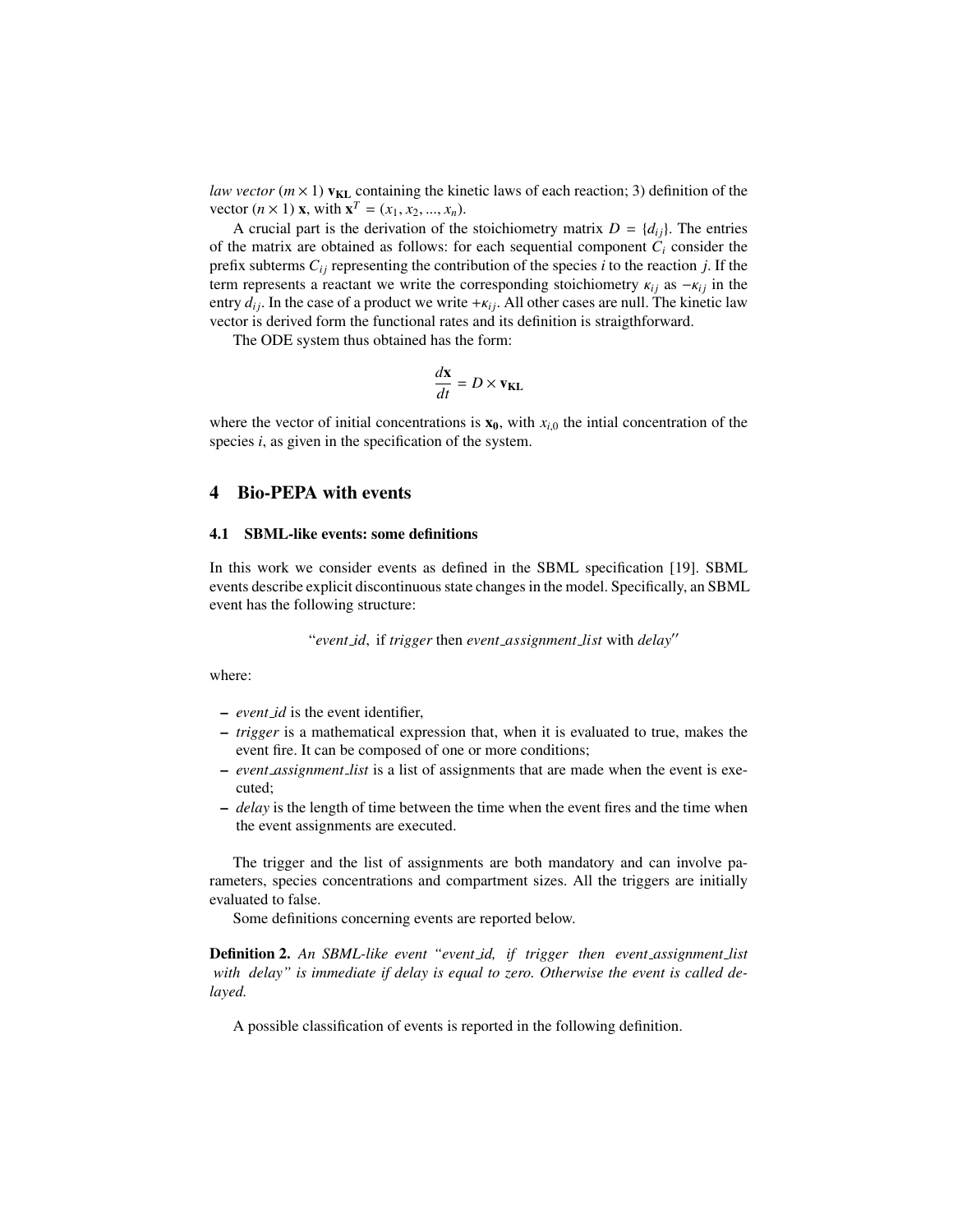*law vector* $(m \times 1)$ $\mathbf{v_{KL}}$ containing the kinetic laws of each reaction; 3) definition of the vector $(n \times 1)$ $\mathbf{x}$, with $\mathbf{x}^T = (x_1, x_2, ..., x_n)$.

A crucial part is the derivation of the stoichiometry matrix $D = \{d_{ij}\}$. The entries of the matrix are obtained as follows: for each sequential component $C_i$ consider the prefix subterms $C_{ij}$ representing the contribution of the species $i$ to the reaction $j$. If the term represents a reactant we write the corresponding stoichiometry $\kappa_{ij}$ as $-\kappa_{ij}$ in the entry $d_{ij}$. In the case of a product we write $+\kappa_{ij}$. All other cases are null. The kinetic law vector is derived form the functional rates and its definition is straigthforward.

The ODE system thus obtained has the form:

$$\frac{d\mathbf{x}}{dt} = D \times \mathbf{v_{KL}}$$

where the vector of initial concentrations is $\mathbf{x_0}$, with $x_{i,0}$ the intial concentration of the species $i$, as given in the specification of the system.

## 4 Bio-PEPA with events

### 4.1 SBML-like events: some definitions

In this work we consider events as defined in the SBML specification [19]. SBML events describe explicit discontinuous state changes in the model. Specifically, an SBML event has the following structure:

"*event_id*, if *trigger* then *event_assignment_list* with *delay*"

where:

- *event_id* is the event identifier,
- *trigger* is a mathematical expression that, when it is evaluated to true, makes the event fire. It can be composed of one or more conditions;
- *event_assignment_list* is a list of assignments that are made when the event is executed;
- *delay* is the length of time between the time when the event fires and the time when the event assignments are executed.

The trigger and the list of assignments are both mandatory and can involve parameters, species concentrations and compartment sizes. All the triggers are initially evaluated to false.

Some definitions concerning events are reported below.

**Definition 2.** *An SBML-like event "event_id, if trigger then event_assignment_list with delay" is immediate if delay is equal to zero. Otherwise the event is called delayed.*

A possible classification of events is reported in the following definition.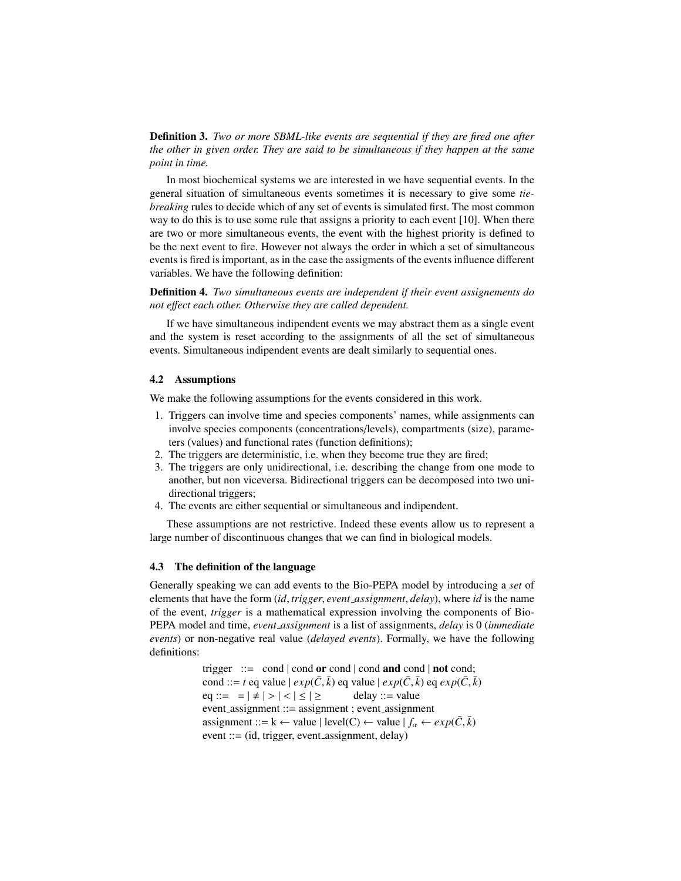**Definition 3.** *Two or more SBML-like events are sequential if they are fired one after the other in given order. They are said to be simultaneous if they happen at the same point in time.*

In most biochemical systems we are interested in we have sequential events. In the general situation of simultaneous events sometimes it is necessary to give some *tie-breaking* rules to decide which of any set of events is simulated first. The most common way to do this is to use some rule that assigns a priority to each event [10]. When there are two or more simultaneous events, the event with the highest priority is defined to be the next event to fire. However not always the order in which a set of simultaneous events is fired is important, as in the case the assigments of the events influence different variables. We have the following definition:

**Definition 4.** *Two simultaneous events are independent if their event assignements do not effect each other. Otherwise they are called dependent.*

If we have simultaneous indipendent events we may abstract them as a single event and the system is reset according to the assignments of all the set of simultaneous events. Simultaneous indipendent events are dealt similarly to sequential ones.

### 4.2 Assumptions

We make the following assumptions for the events considered in this work.

1. Triggers can involve time and species components' names, while assignments can involve species components (concentrations/levels), compartments (size), parameters (values) and functional rates (function definitions);
2. The triggers are deterministic, i.e. when they become true they are fired;
3. The triggers are only unidirectional, i.e. describing the change from one mode to another, but non viceversa. Bidirectional triggers can be decomposed into two unidirectional triggers;
4. The events are either sequential or simultaneous and indipendent.

These assumptions are not restrictive. Indeed these events allow us to represent a large number of discontinuous changes that we can find in biological models.

### 4.3 The definition of the language

Generally speaking we can add events to the Bio-PEPA model by introducing a *set* of elements that have the form (*id*, *trigger*, *event_assignment*, *delay*), where *id* is the name of the event, *trigger* is a mathematical expression involving the components of Bio-PEPA model and time, *event_assignment* is a list of assignments, *delay* is 0 (*immediate events*) or non-negative real value (*delayed events*). Formally, we have the following definitions:

trigger ::= cond | cond **or** cond | cond **and** cond | **not** cond;
cond ::= $t$ eq value | $exp(\bar{C},\bar{k})$ eq value | $exp(\bar{C},\bar{k})$ eq $exp(\bar{C},\bar{k})$
eq ::= $=$ | $\neq$ | $>$ | $<$ | $\leq$ | $\geq$ delay ::= value
event_assignment ::= assignment ; event_assignment
assignment ::= k $\leftarrow$ value | level(C) $\leftarrow$ value | $f_\alpha \leftarrow exp(\bar{C},\bar{k})$
event ::= (id, trigger, event_assignment, delay)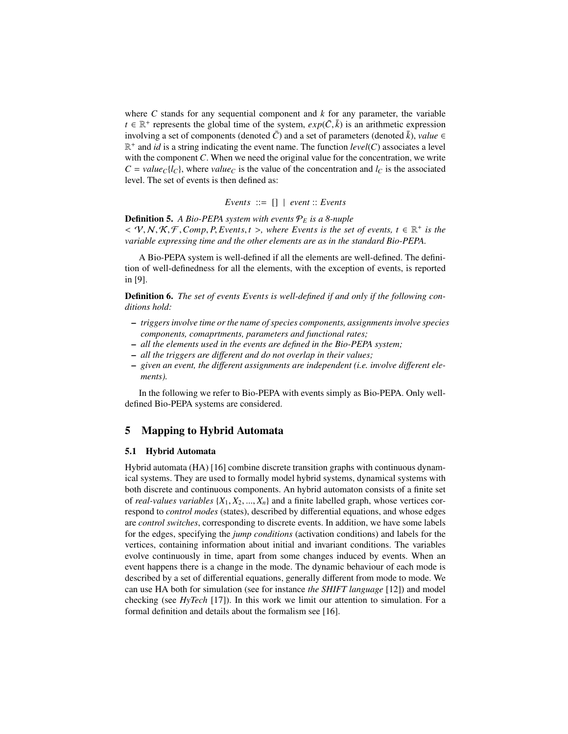where $C$ stands for any sequential component and $k$ for any parameter, the variable $t \in \mathbb{R}^+$ represents the global time of the system, $exp(\bar{C}, \bar{k})$ is an arithmetic expression involving a set of components (denoted $\bar{C}$) and a set of parameters (denoted $\bar{k}$), $value \in \mathbb{R}^+$ and $id$ is a string indicating the event name. The function $level(C)$ associates a level with the component $C$. When we need the original value for the concentration, we write $C = value_C\{l_C\}$, where $value_C$ is the value of the concentration and $l_C$ is the associated level. The set of events is then defined as:

$$Events \ ::= \ [] \ | \ event :: Events$$

**Definition 5.** *A Bio-PEPA system with events $\mathcal{P}_E$ is a 8-nuple $< \mathcal{V}, \mathcal{N}, \mathcal{K}, \mathcal{F}, Comp, P, Events, t >$, where $Events$ is the set of events, $t \in \mathbb{R}^+$ is the variable expressing time and the other elements are as in the standard Bio-PEPA.*

A Bio-PEPA system is well-defined if all the elements are well-defined. The definition of well-definedness for all the elements, with the exception of events, is reported in [9].

**Definition 6.** *The set of events $Events$ is well-defined if and only if the following conditions hold:*

- *triggers involve time or the name of species components, assignments involve species components, comaprtments, parameters and functional rates;*
- *all the elements used in the events are defined in the Bio-PEPA system;*
- *all the triggers are different and do not overlap in their values;*
- *given an event, the different assignments are independent (i.e. involve different elements).*

In the following we refer to Bio-PEPA with events simply as Bio-PEPA. Only well-defined Bio-PEPA systems are considered.

## 5 Mapping to Hybrid Automata

### 5.1 Hybrid Automata

Hybrid automata (HA) [16] combine discrete transition graphs with continuous dynamical systems. They are used to formally model hybrid systems, dynamical systems with both discrete and continuous components. An hybrid automaton consists of a finite set of *real-values variables* $\{X_1, X_2, ..., X_n\}$ and a finite labelled graph, whose vertices correspond to *control modes* (states), described by differential equations, and whose edges are *control switches*, corresponding to discrete events. In addition, we have some labels for the edges, specifying the *jump conditions* (activation conditions) and labels for the vertices, containing information about initial and invariant conditions. The variables evolve continuously in time, apart from some changes induced by events. When an event happens there is a change in the mode. The dynamic behaviour of each mode is described by a set of differential equations, generally different from mode to mode. We can use HA both for simulation (see for instance *the SHIFT language* [12]) and model checking (see *HyTech* [17]). In this work we limit our attention to simulation. For a formal definition and details about the formalism see [16].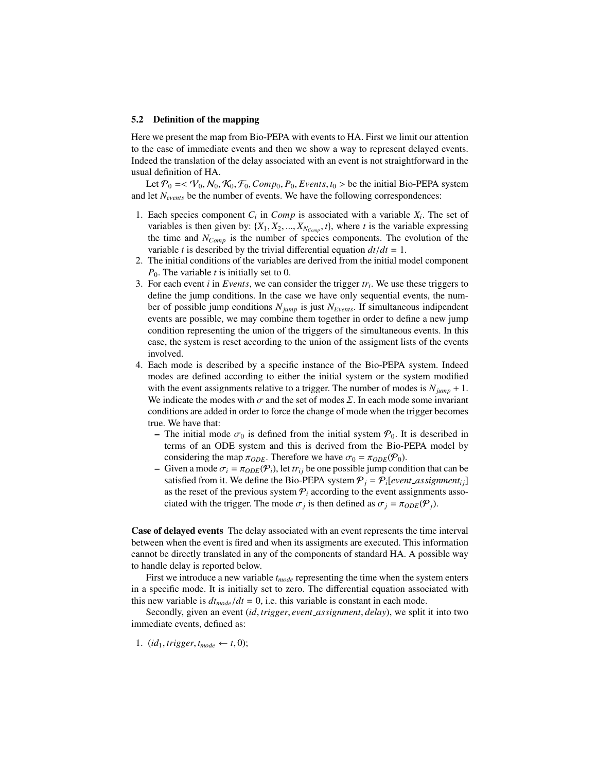### 5.2 Definition of the mapping

Here we present the map from Bio-PEPA with events to HA. First we limit our attention to the case of immediate events and then we show a way to represent delayed events. Indeed the translation of the delay associated with an event is not straightforward in the usual definition of HA.

Let $\mathcal{P}_0 =< \mathcal{V}_0, \mathcal{N}_0, \mathcal{K}_0, \mathcal{F}_0, Comp_0, P_0, Events, t_0 >$ be the initial Bio-PEPA system and let $N_{events}$ be the number of events. We have the following correspondences:

1. Each species component $C_i$ in $Comp$ is associated with a variable $X_i$. The set of variables is then given by: $\{X_1, X_2, ..., X_{N_{Comp}}, t\}$, where $t$ is the variable expressing the time and $N_{Comp}$ is the number of species components. The evolution of the variable $t$ is described by the trivial differential equation $dt/dt = 1$.
2. The initial conditions of the variables are derived from the initial model component $P_0$. The variable $t$ is initially set to 0.
3. For each event $i$ in $Events$, we can consider the trigger $tr_i$. We use these triggers to define the jump conditions. In the case we have only sequential events, the number of possible jump conditions $N_{jump}$ is just $N_{Events}$. If simultaneous indipendent events are possible, we may combine them together in order to define a new jump condition representing the union of the triggers of the simultaneous events. In this case, the system is reset according to the union of the assigment lists of the events involved.
4. Each mode is described by a specific instance of the Bio-PEPA system. Indeed modes are defined according to either the initial system or the system modified with the event assignments relative to a trigger. The number of modes is $N_{jump} + 1$. We indicate the modes with $\sigma$ and the set of modes $\Sigma$. In each mode some invariant conditions are added in order to force the change of mode when the trigger becomes true. We have that:
   - The initial mode $\sigma_0$ is defined from the initial system $\mathcal{P}_0$. It is described in terms of an ODE system and this is derived from the Bio-PEPA model by considering the map $\pi_{ODE}$. Therefore we have $\sigma_0 = \pi_{ODE}(\mathcal{P}_0)$.
   - Given a mode $\sigma_i = \pi_{ODE}(\mathcal{P}_i)$, let $tr_{ij}$ be one possible jump condition that can be satisfied from it. We define the Bio-PEPA system $\mathcal{P}_j = \mathcal{P}_i[event\_assignment_{ij}]$ as the reset of the previous system $\mathcal{P}_i$ according to the event assignments associated with the trigger. The mode $\sigma_j$ is then defined as $\sigma_j = \pi_{ODE}(\mathcal{P}_j)$.

**Case of delayed events** The delay associated with an event represents the time interval between when the event is fired and when its assigments are executed. This information cannot be directly translated in any of the components of standard HA. A possible way to handle delay is reported below.

First we introduce a new variable $t_{mode}$ representing the time when the system enters in a specific mode. It is initially set to zero. The differential equation associated with this new variable is $dt_{mode}/dt = 0$, i.e. this variable is constant in each mode.

Secondly, given an event $(id, trigger, event\_assignment, delay)$, we split it into two immediate events, defined as:

1. $(id_1, trigger, t_{mode} \leftarrow t, 0)$;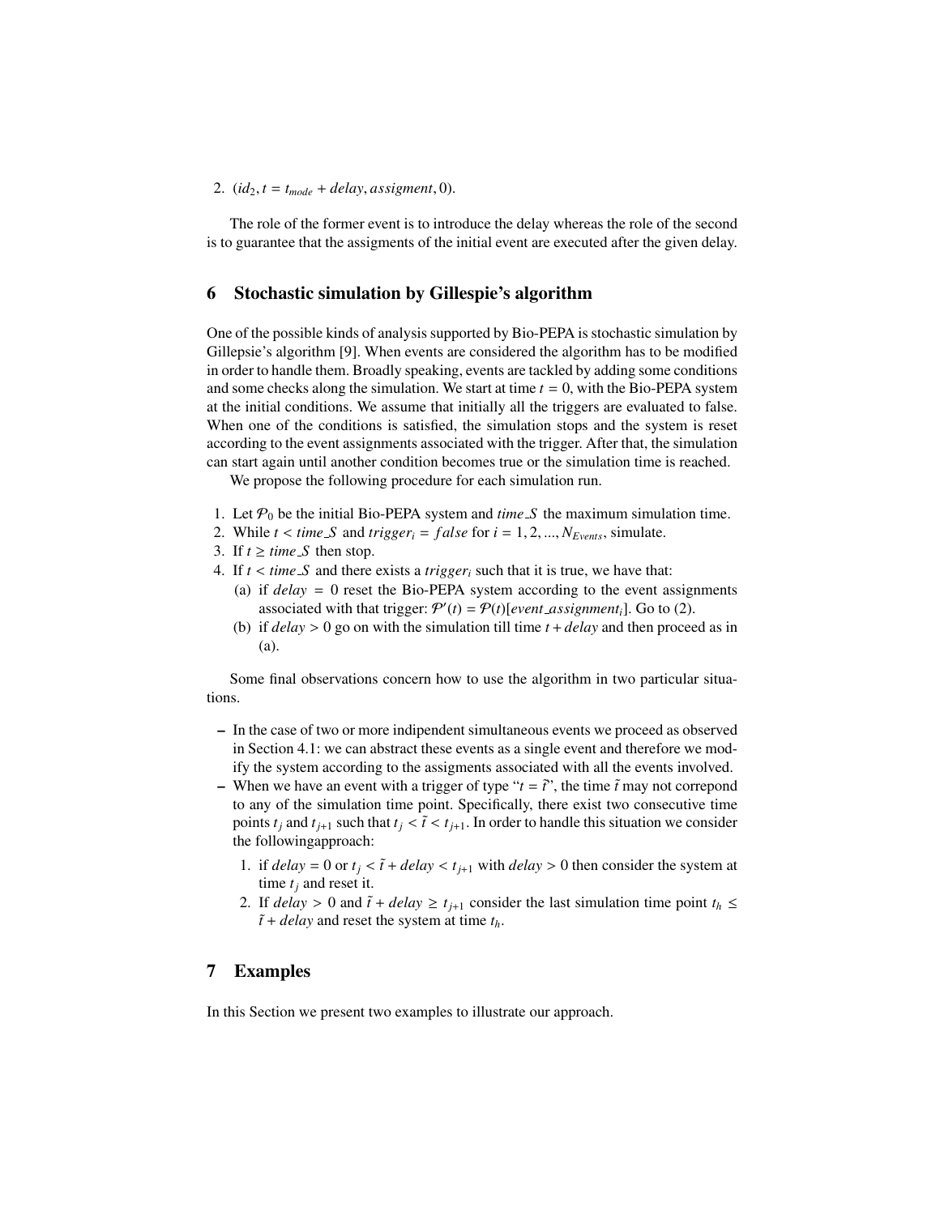2. $(id_2, t = t_{mode} + delay, assigment, 0)$.

The role of the former event is to introduce the delay whereas the role of the second is to guarantee that the assigments of the initial event are executed after the given delay.

## 6 Stochastic simulation by Gillespie's algorithm

One of the possible kinds of analysis supported by Bio-PEPA is stochastic simulation by Gillespie's algorithm [9]. When events are considered the algorithm has to be modified in order to handle them. Broadly speaking, events are tackled by adding some conditions and some checks along the simulation. We start at time $t = 0$, with the Bio-PEPA system at the initial conditions. We assume that initially all the triggers are evaluated to false. When one of the conditions is satisfied, the simulation stops and the system is reset according to the event assignments associated with the trigger. After that, the simulation can start again until another condition becomes true or the simulation time is reached.

We propose the following procedure for each simulation run.

1. Let $\mathcal{P}_0$ be the initial Bio-PEPA system and $time\_S$ the maximum simulation time.
2. While $t < time\_S$ and $trigger_i = false$ for $i = 1, 2, ..., N_{Events}$, simulate.
3. If $t \geq time\_S$ then stop.
4. If $t < time\_S$ and there exists a $trigger_i$ such that it is true, we have that:
   (a) if $delay = 0$ reset the Bio-PEPA system according to the event assignments associated with that trigger: $\mathcal{P}'(t) = \mathcal{P}(t)[event\_assignment_i]$. Go to (2).
   (b) if $delay > 0$ go on with the simulation till time $t + delay$ and then proceed as in (a).

Some final observations concern how to use the algorithm in two particular situations.

- In the case of two or more indipendent simultaneous events we proceed as observed in Section 4.1: we can abstract these events as a single event and therefore we modify the system according to the assigments associated with all the events involved.
- When we have an event with a trigger of type "$t = \tilde{t}$", the time $\tilde{t}$ may not correpond to any of the simulation time point. Specifically, there exist two consecutive time points $t_j$ and $t_{j+1}$ such that $t_j < \tilde{t} < t_{j+1}$. In order to handle this situation we consider the followingapproach:
  1. if $delay = 0$ or $t_j < \tilde{t} + delay < t_{j+1}$ with $delay > 0$ then consider the system at time $t_j$ and reset it.
  2. If $delay > 0$ and $\tilde{t} + delay \geq t_{j+1}$ consider the last simulation time point $t_h \leq \tilde{t} + delay$ and reset the system at time $t_h$.

## 7 Examples

In this Section we present two examples to illustrate our approach.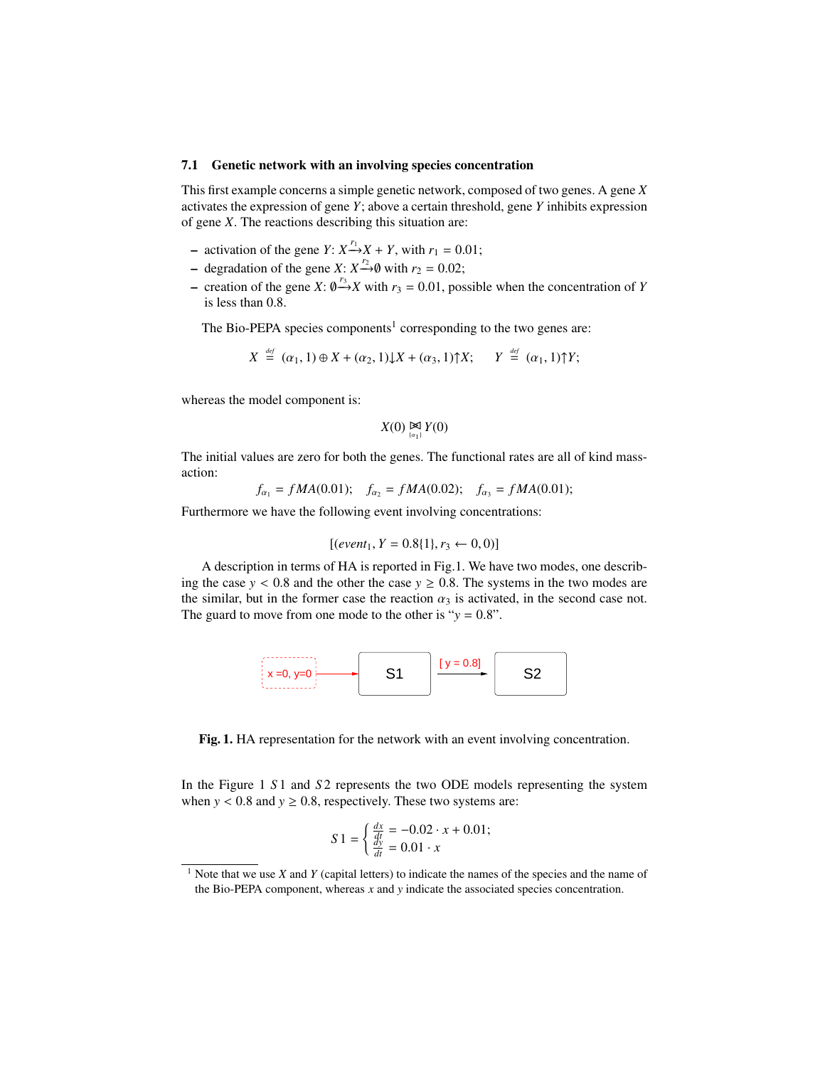### 7.1 Genetic network with an involving species concentration

This first example concerns a simple genetic network, composed of two genes. A gene $X$ activates the expression of gene $Y$; above a certain threshold, gene $Y$ inhibits expression of gene $X$. The reactions describing this situation are:

- activation of the gene $Y$: $X \xrightarrow{r_1} X + Y$, with $r_1 = 0.01$;
- degradation of the gene $X$: $X \xrightarrow{r_2} \emptyset$ with $r_2 = 0.02$;
- creation of the gene $X$: $\emptyset \xrightarrow{r_3} X$ with $r_3 = 0.01$, possible when the concentration of $Y$ is less than 0.8.

The Bio-PEPA species components[1] corresponding to the two genes are:

$$X \stackrel{def}{=} (\alpha_1, 1) \oplus X + (\alpha_2, 1)\downarrow X + (\alpha_3, 1)\uparrow X; \qquad Y \stackrel{def}{=} (\alpha_1, 1)\uparrow Y;$$

whereas the model component is:

$$X(0) \underset{\{\alpha_1\}}{\bowtie} Y(0)$$

The initial values are zero for both the genes. The functional rates are all of kind mass-action:

$$f_{\alpha_1} = fMA(0.01); \quad f_{\alpha_2} = fMA(0.02); \quad f_{\alpha_3} = fMA(0.01);$$

Furthermore we have the following event involving concentrations:

$$[(event_1, Y = 0.8\{1\}, r_3 \leftarrow 0, 0)]$$

A description in terms of HA is reported in Fig.1. We have two modes, one describing the case $y < 0.8$ and the other the case $y \geq 0.8$. The systems in the two modes are the similar, but in the former case the reaction $\alpha_3$ is activated, in the second case not. The guard to move from one mode to the other is "$y = 0.8$".

**Fig. 1.** HA representation for the network with an event involving concentration.

In the Figure 1 $S1$ and $S2$ represents the two ODE models representing the system when $y < 0.8$ and $y \geq 0.8$, respectively. These two systems are:

$$S1 = \begin{cases} \frac{dx}{dt} = -0.02 \cdot x + 0.01; \\ \frac{dy}{dt} = 0.01 \cdot x \end{cases}$$

[1] Note that we use $X$ and $Y$ (capital letters) to indicate the names of the species and the name of the Bio-PEPA component, whereas $x$ and $y$ indicate the associated species concentration.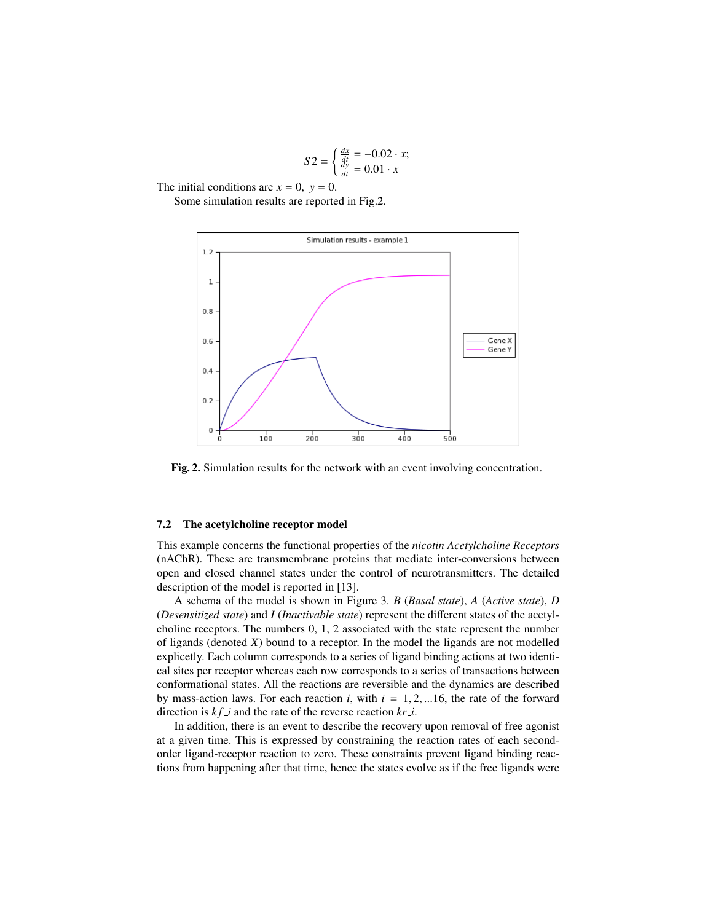$$S2 = \begin{cases} \frac{dx}{dt} = -0.02 \cdot x; \\ \frac{dy}{dt} = 0.01 \cdot x \end{cases}$$

The initial conditions are $x = 0, \; y = 0$.

Some simulation results are reported in Fig.2.

**Fig. 2.** Simulation results for the network with an event involving concentration.

### 7.2 The acetylcholine receptor model

This example concerns the functional properties of the *nicotin Acetylcholine Receptors* (nAChR). These are transmembrane proteins that mediate inter-conversions between open and closed channel states under the control of neurotransmitters. The detailed description of the model is reported in [13].

A schema of the model is shown in Figure 3. $B$ (*Basal state*), $A$ (*Active state*), $D$ (*Desensitized state*) and $I$ (*Inactivable state*) represent the different states of the acetylcholine receptors. The numbers 0, 1, 2 associated with the state represent the number of ligands (denoted $X$) bound to a receptor. In the model the ligands are not modelled explicetly. Each column corresponds to a series of ligand binding actions at two identical sites per receptor whereas each row corresponds to a series of transactions between conformational states. All the reactions are reversible and the dynamics are described by mass-action laws. For each reaction $i$, with $i = 1, 2, ...16$, the rate of the forward direction is $kf\_i$ and the rate of the reverse reaction $kr\_i$.

In addition, there is an event to describe the recovery upon removal of free agonist at a given time. This is expressed by constraining the reaction rates of each second-order ligand-receptor reaction to zero. These constraints prevent ligand binding reactions from happening after that time, hence the states evolve as if the free ligands were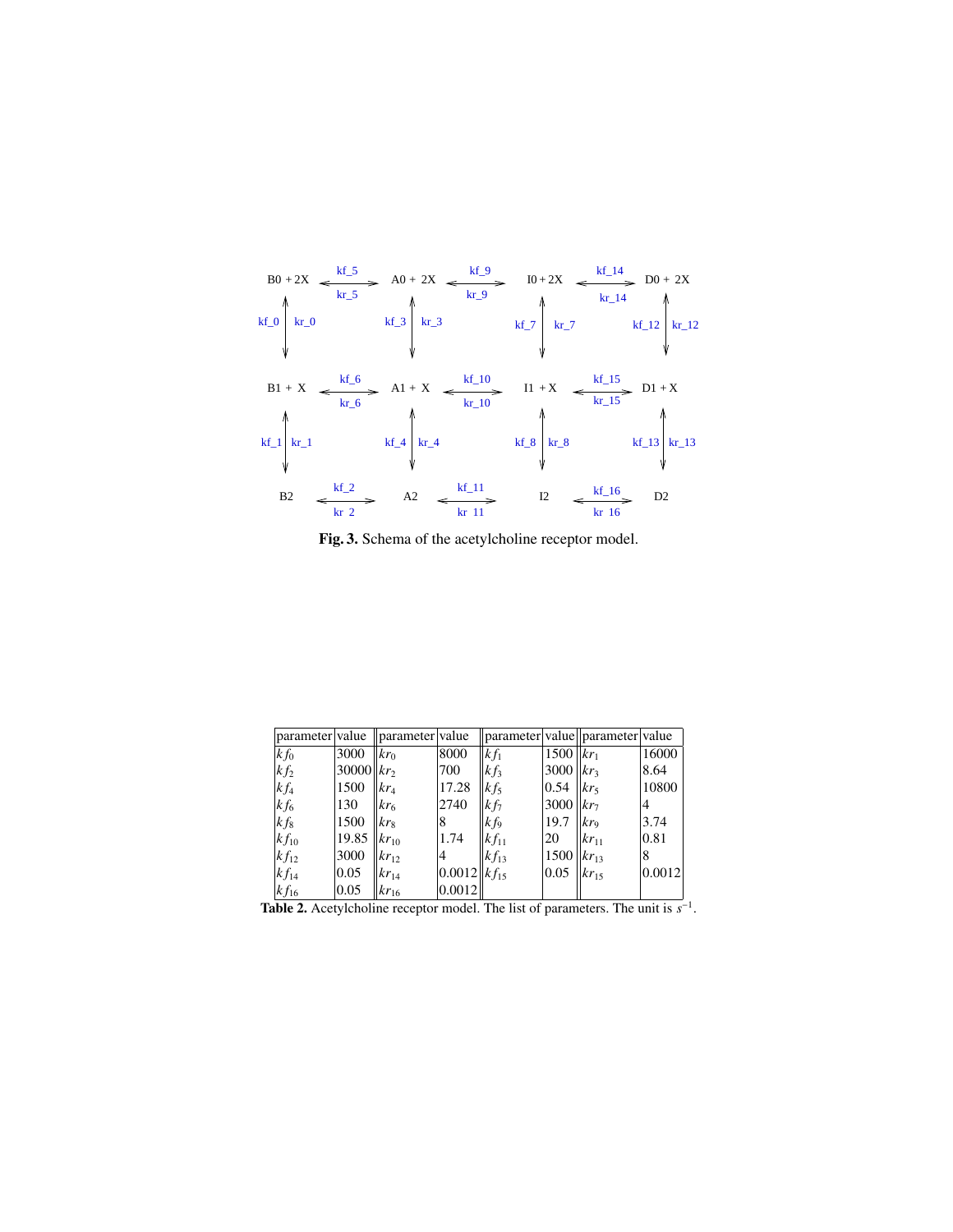**Fig. 3.** Schema of the acetylcholine receptor model.

| parameter | value | parameter | value | parameter | value | parameter | value |
|---|---|---|---|---|---|---|---|
| $kf_0$ | 3000 | $kr_0$ | 8000 | $kf_1$ | 1500 | $kr_1$ | 16000 |
| $kf_2$ | 30000 | $kr_2$ | 700 | $kf_3$ | 3000 | $kr_3$ | 8.64 |
| $kf_4$ | 1500 | $kr_4$ | 17.28 | $kf_5$ | 0.54 | $kr_5$ | 10800 |
| $kf_6$ | 130 | $kr_6$ | 2740 | $kf_7$ | 3000 | $kr_7$ | 4 |
| $kf_8$ | 1500 | $kr_8$ | 8 | $kf_9$ | 19.7 | $kr_9$ | 3.74 |
| $kf_{10}$ | 19.85 | $kr_{10}$ | 1.74 | $kf_{11}$ | 20 | $kr_{11}$ | 0.81 |
| $kf_{12}$ | 3000 | $kr_{12}$ | 4 | $kf_{13}$ | 1500 | $kr_{13}$ | 8 |
| $kf_{14}$ | 0.05 | $kr_{14}$ | 0.0012 | $kf_{15}$ | 0.05 | $kr_{15}$ | 0.0012 |
| $kf_{16}$ | 0.05 | $kr_{16}$ | 0.0012 | | | | |

**Table 2.** Acetylcholine receptor model. The list of parameters. The unit is $s^{-1}$.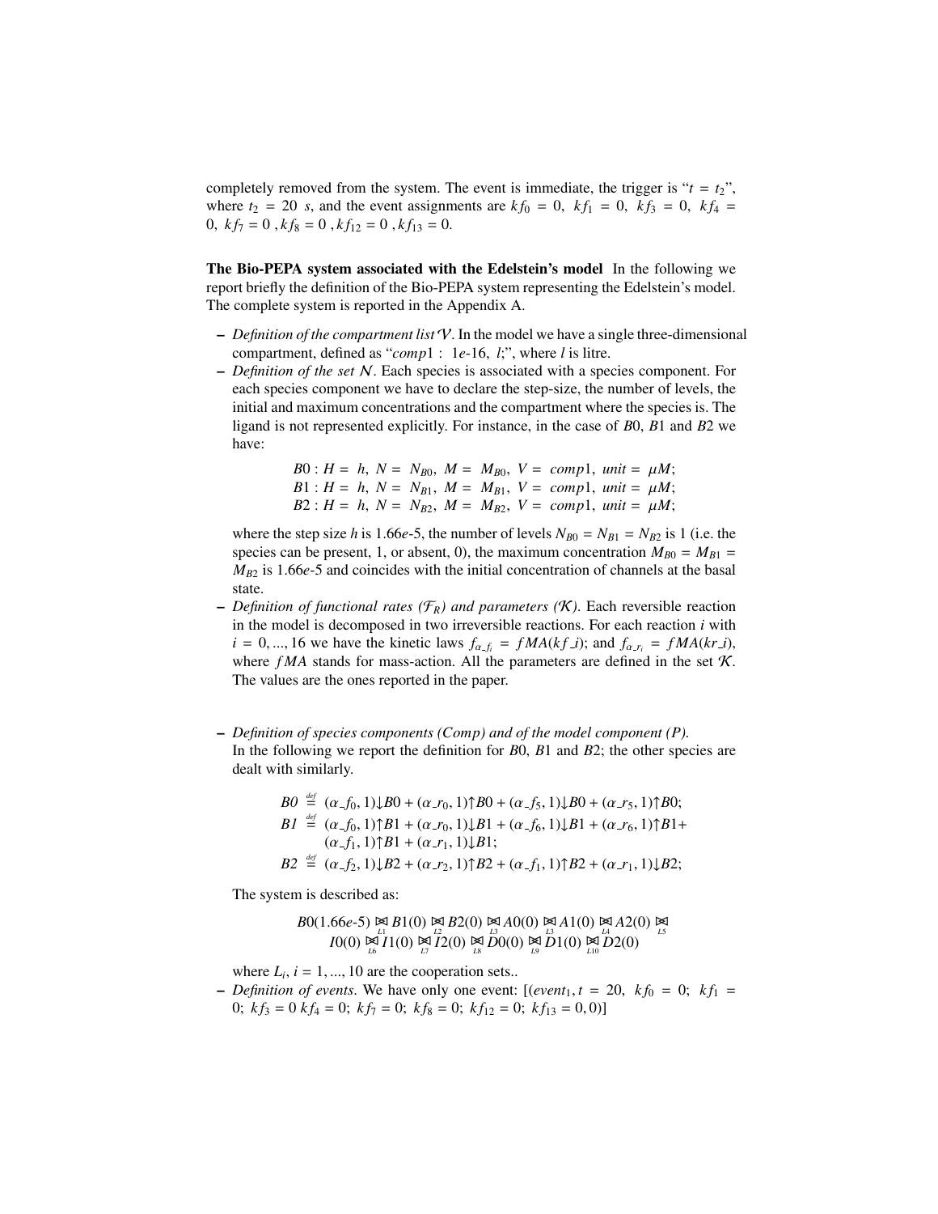completely removed from the system. The event is immediate, the trigger is "$t = t_2$", where $t_2 = 20\ s$, and the event assignments are $kf_0 = 0,\ kf_1 = 0,\ kf_3 = 0,\ kf_4 = 0,\ kf_7 = 0\ , kf_8 = 0\ , kf_{12} = 0\ , kf_{13} = 0$.

**The Bio-PEPA system associated with the Edelstein's model** In the following we report briefly the definition of the Bio-PEPA system representing the Edelstein's model. The complete system is reported in the Appendix A.

– *Definition of the compartment list* $\mathcal{V}$. In the model we have a single three-dimensional compartment, defined as "$comp1 :\ 1e\text{-}16,\ l;$", where $l$ is litre.
– *Definition of the set* $\mathcal{N}$. Each species is associated with a species component. For each species component we have to declare the step-size, the number of levels, the initial and maximum concentrations and the compartment where the species is. The ligand is not represented explicitly. For instance, in the case of $B0$, $B1$ and $B2$ we have:

$$B0 : H =\ h,\ N =\ N_{B0},\ M =\ M_{B0},\ V =\ comp1,\ unit =\ \mu M;$$
$$B1 : H =\ h,\ N =\ N_{B1},\ M =\ M_{B1},\ V =\ comp1,\ unit =\ \mu M;$$
$$B2 : H =\ h,\ N =\ N_{B2},\ M =\ M_{B2},\ V =\ comp1,\ unit =\ \mu M;$$

where the step size $h$ is 1.66$e$-5, the number of levels $N_{B0} = N_{B1} = N_{B2}$ is 1 (i.e. the species can be present, 1, or absent, 0), the maximum concentration $M_{B0} = M_{B1} = M_{B2}$ is 1.66$e$-5 and coincides with the initial concentration of channels at the basal state.
– *Definition of functional rates* ($\mathcal{F}_R$) *and parameters* ($\mathcal{K}$). Each reversible reaction in the model is decomposed in two irreversible reactions. For each reaction $i$ with $i = 0, ..., 16$ we have the kinetic laws $f_{\alpha\_f_i} = fMA(kf\_i)$; and $f_{\alpha\_r_i} = fMA(kr\_i)$, where $fMA$ stands for mass-action. All the parameters are defined in the set $\mathcal{K}$. The values are the ones reported in the paper.

– *Definition of species components (Comp) and of the model component (P).* In the following we report the definition for $B0$, $B1$ and $B2$; the other species are dealt with similarly.

$$B0 \stackrel{def}{=} (\alpha\_f_0, 1){\downarrow}B0 + (\alpha\_r_0, 1){\uparrow}B0 + (\alpha\_f_5, 1){\downarrow}B0 + (\alpha\_r_5, 1){\uparrow}B0;$$
$$B1 \stackrel{def}{=} (\alpha\_f_0, 1){\uparrow}B1 + (\alpha\_r_0, 1){\downarrow}B1 + (\alpha\_f_6, 1){\downarrow}B1 + (\alpha\_r_6, 1){\uparrow}B1 + (\alpha\_f_1, 1){\uparrow}B1 + (\alpha\_r_1, 1){\downarrow}B1;$$
$$B2 \stackrel{def}{=} (\alpha\_f_2, 1){\downarrow}B2 + (\alpha\_r_2, 1){\uparrow}B2 + (\alpha\_f_1, 1){\uparrow}B2 + (\alpha\_r_1, 1){\downarrow}B2;$$

The system is described as:

$$B0(1.66e\text{-}5) \underset{L1}{\bowtie} B1(0) \underset{L2}{\bowtie} B2(0) \underset{L3}{\bowtie} A0(0) \underset{L3}{\bowtie} A1(0) \underset{L4}{\bowtie} A2(0) \underset{L5}{\bowtie} I0(0) \underset{L6}{\bowtie} I1(0) \underset{L7}{\bowtie} I2(0) \underset{L8}{\bowtie} D0(0) \underset{L9}{\bowtie} D1(0) \underset{L10}{\bowtie} D2(0)$$

where $L_i$, $i = 1, ..., 10$ are the cooperation sets..
– *Definition of events*. We have only one event: $[(event_1, t = 20,\ kf_0 = 0;\ kf_1 = 0;\ kf_3 = 0\ kf_4 = 0;\ kf_7 = 0;\ kf_8 = 0;\ kf_{12} = 0;\ kf_{13} = 0, 0)]$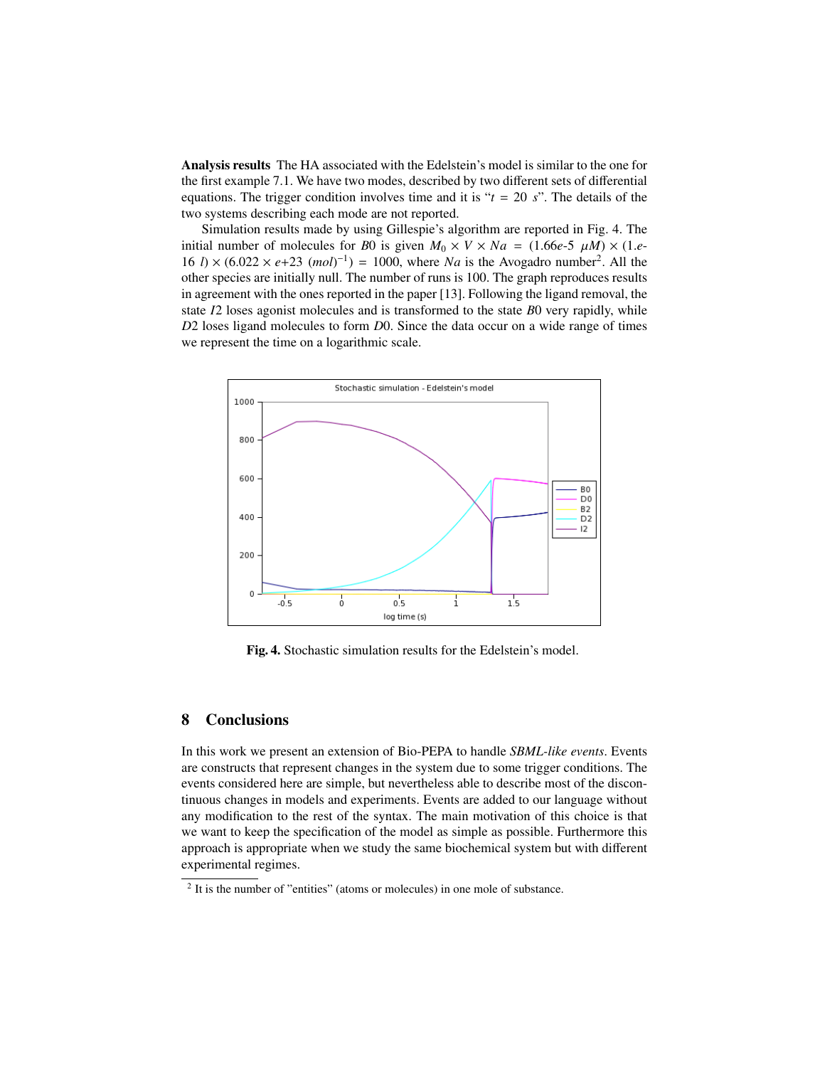**Analysis results** The HA associated with the Edelstein's model is similar to the one for the first example 7.1. We have two modes, described by two different sets of differential equations. The trigger condition involves time and it is "$t = 20\ s$". The details of the two systems describing each mode are not reported.

Simulation results made by using Gillespie's algorithm are reported in Fig. 4. The initial number of molecules for $B0$ is given $M_0 \times V \times Na = (1.66e\text{-}5\ \mu M) \times (1.e\text{-}16\ l) \times (6.022 \times e\text{+}23\ (mol)^{-1}) = 1000$, where $Na$ is the Avogadro number[2]. All the other species are initially null. The number of runs is 100. The graph reproduces results in agreement with the ones reported in the paper [13]. Following the ligand removal, the state $I2$ loses agonist molecules and is transformed to the state $B0$ very rapidly, while $D2$ loses ligand molecules to form $D0$. Since the data occur on a wide range of times we represent the time on a logarithmic scale.

**Fig. 4.** Stochastic simulation results for the Edelstein's model.

## 8 Conclusions

In this work we present an extension of Bio-PEPA to handle *SBML-like events*. Events are constructs that represent changes in the system due to some trigger conditions. The events considered here are simple, but nevertheless able to describe most of the discontinuous changes in models and experiments. Events are added to our language without any modification to the rest of the syntax. The main motivation of this choice is that we want to keep the specification of the model as simple as possible. Furthermore this approach is appropriate when we study the same biochemical system but with different experimental regimes.

[2] It is the number of "entities" (atoms or molecules) in one mole of substance.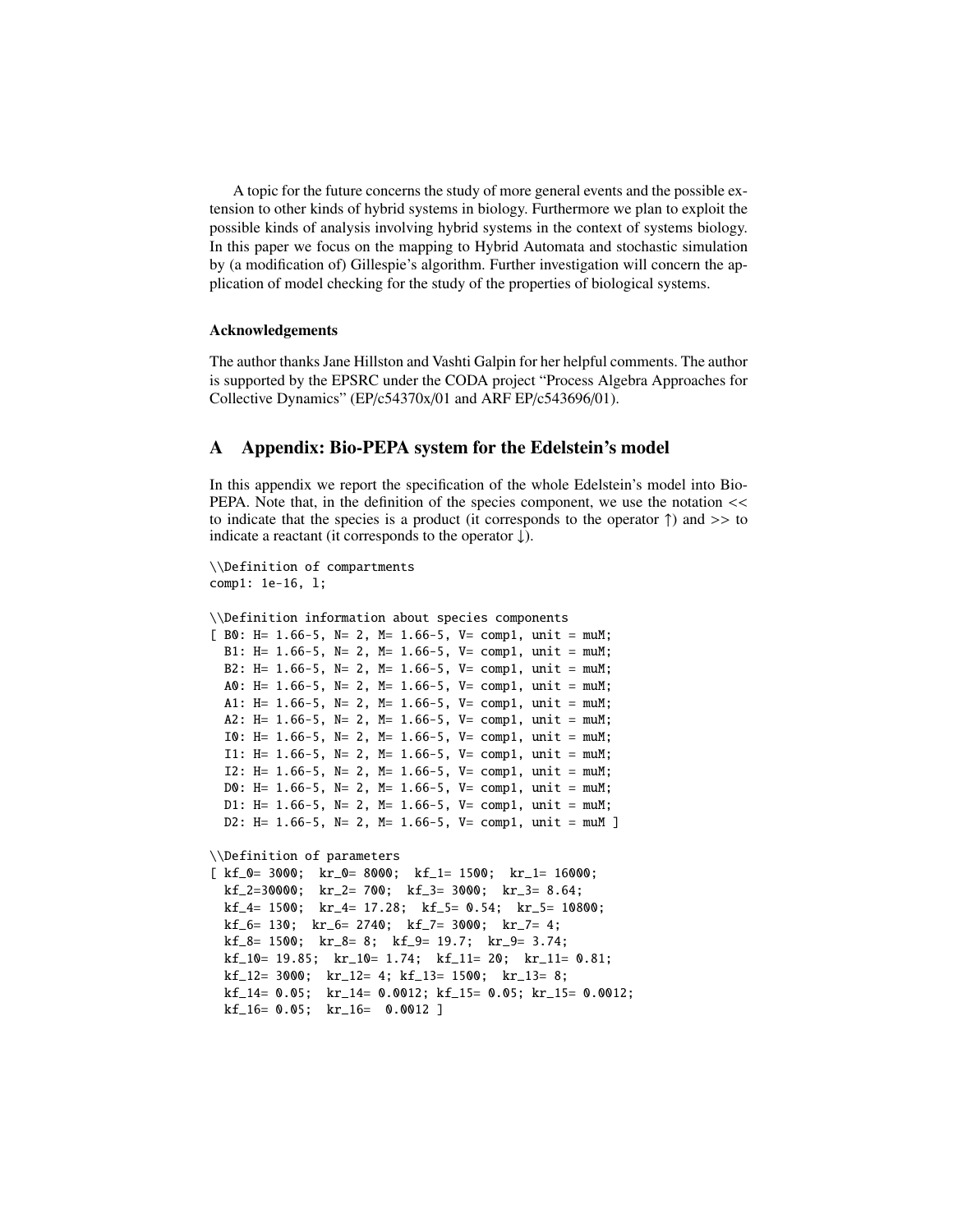A topic for the future concerns the study of more general events and the possible extension to other kinds of hybrid systems in biology. Furthermore we plan to exploit the possible kinds of analysis involving hybrid systems in the context of systems biology. In this paper we focus on the mapping to Hybrid Automata and stochastic simulation by (a modification of) Gillespie's algorithm. Further investigation will concern the application of model checking for the study of the properties of biological systems.

### Acknowledgements

The author thanks Jane Hillston and Vashti Galpin for her helpful comments. The author is supported by the EPSRC under the CODA project "Process Algebra Approaches for Collective Dynamics" (EP/c54370x/01 and ARF EP/c543696/01).

## A Appendix: Bio-PEPA system for the Edelstein's model

In this appendix we report the specification of the whole Edelstein's model into Bio-PEPA. Note that, in the definition of the species component, we use the notation << to indicate that the species is a product (it corresponds to the operator ↑) and >> to indicate a reactant (it corresponds to the operator ↓).

```
\\Definition of compartments
comp1: 1e-16, l;

\\Definition information about species components
[ B0: H= 1.66-5, N= 2, M= 1.66-5, V= comp1, unit = muM;
  B1: H= 1.66-5, N= 2, M= 1.66-5, V= comp1, unit = muM;
  B2: H= 1.66-5, N= 2, M= 1.66-5, V= comp1, unit = muM;
  A0: H= 1.66-5, N= 2, M= 1.66-5, V= comp1, unit = muM;
  A1: H= 1.66-5, N= 2, M= 1.66-5, V= comp1, unit = muM;
  A2: H= 1.66-5, N= 2, M= 1.66-5, V= comp1, unit = muM;
  I0: H= 1.66-5, N= 2, M= 1.66-5, V= comp1, unit = muM;
  I1: H= 1.66-5, N= 2, M= 1.66-5, V= comp1, unit = muM;
  I2: H= 1.66-5, N= 2, M= 1.66-5, V= comp1, unit = muM;
  D0: H= 1.66-5, N= 2, M= 1.66-5, V= comp1, unit = muM;
  D1: H= 1.66-5, N= 2, M= 1.66-5, V= comp1, unit = muM;
  D2: H= 1.66-5, N= 2, M= 1.66-5, V= comp1, unit = muM ]

\\Definition of parameters
[ kf_0= 3000;  kr_0= 8000;  kf_1= 1500;  kr_1= 16000;
  kf_2=30000;  kr_2= 700;  kf_3= 3000;  kr_3= 8.64;
  kf_4= 1500;  kr_4= 17.28;  kf_5= 0.54;  kr_5= 10800;
  kf_6= 130;  kr_6= 2740;  kf_7= 3000;  kr_7= 4;
  kf_8= 1500;  kr_8= 8;  kf_9= 19.7;  kr_9= 3.74;
  kf_10= 19.85;  kr_10= 1.74;  kf_11= 20;  kr_11= 0.81;
  kf_12= 3000;  kr_12= 4; kf_13= 1500;  kr_13= 8;
  kf_14= 0.05;  kr_14= 0.0012; kf_15= 0.05; kr_15= 0.0012;
  kf_16= 0.05;  kr_16=  0.0012 ]
```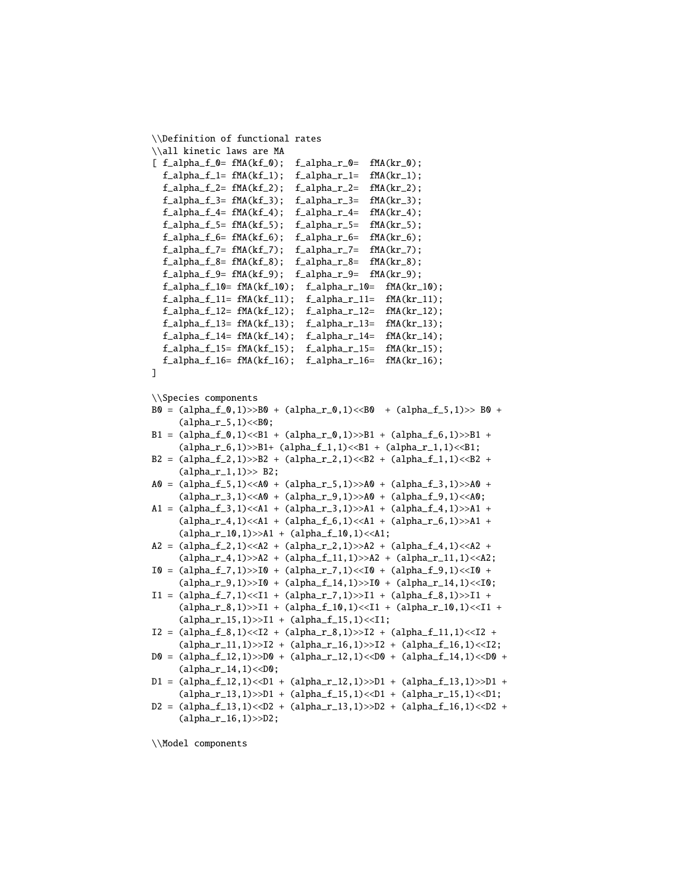```
\\Definition of functional rates
\\all kinetic laws are MA
[ f_alpha_f_0= fMA(kf_0);  f_alpha_r_0=  fMA(kr_0);
  f_alpha_f_1= fMA(kf_1);  f_alpha_r_1=  fMA(kr_1);
  f_alpha_f_2= fMA(kf_2);  f_alpha_r_2=  fMA(kr_2);
  f_alpha_f_3= fMA(kf_3);  f_alpha_r_3=  fMA(kr_3);
  f_alpha_f_4= fMA(kf_4);  f_alpha_r_4=  fMA(kr_4);
  f_alpha_f_5= fMA(kf_5);  f_alpha_r_5=  fMA(kr_5);
  f_alpha_f_6= fMA(kf_6);  f_alpha_r_6=  fMA(kr_6);
  f_alpha_f_7= fMA(kf_7);  f_alpha_r_7=  fMA(kr_7);
  f_alpha_f_8= fMA(kf_8);  f_alpha_r_8=  fMA(kr_8);
  f_alpha_f_9= fMA(kf_9);  f_alpha_r_9=  fMA(kr_9);
  f_alpha_f_10= fMA(kf_10);  f_alpha_r_10=  fMA(kr_10);
  f_alpha_f_11= fMA(kf_11);  f_alpha_r_11=  fMA(kr_11);
  f_alpha_f_12= fMA(kf_12);  f_alpha_r_12=  fMA(kr_12);
  f_alpha_f_13= fMA(kf_13);  f_alpha_r_13=  fMA(kr_13);
  f_alpha_f_14= fMA(kf_14);  f_alpha_r_14=  fMA(kr_14);
  f_alpha_f_15= fMA(kf_15);  f_alpha_r_15=  fMA(kr_15);
  f_alpha_f_16= fMA(kf_16);  f_alpha_r_16=  fMA(kr_16);
]

\\Species components
B0 = (alpha_f_0,1)>>B0 + (alpha_r_0,1)<<B0  + (alpha_f_5,1)>> B0 +
     (alpha_r_5,1)<<B0;
B1 = (alpha_f_0,1)<<B1 + (alpha_r_0,1)>>B1 + (alpha_f_6,1)>>B1 +
     (alpha_r_6,1)>>B1+ (alpha_f_1,1)<<B1 + (alpha_r_1,1)<<B1;
B2 = (alpha_f_2,1)>>B2 + (alpha_r_2,1)<<B2 + (alpha_f_1,1)<<B2 +
     (alpha_r_1,1)>> B2;
A0 = (alpha_f_5,1)<<A0 + (alpha_r_5,1)>>A0 + (alpha_f_3,1)>>A0 +
     (alpha_r_3,1)<<A0 + (alpha_r_9,1)>>A0 + (alpha_f_9,1)<<A0;
A1 = (alpha_f_3,1)<<A1 + (alpha_r_3,1)>>A1 + (alpha_f_4,1)>>A1 +
     (alpha_r_4,1)<<A1 + (alpha_f_6,1)<<A1 + (alpha_r_6,1)>>A1 +
     (alpha_r_10,1)>>A1 + (alpha_f_10,1)<<A1;
A2 = (alpha_f_2,1)<<A2 + (alpha_r_2,1)>>A2 + (alpha_f_4,1)<<A2 +
     (alpha_r_4,1)>>A2 + (alpha_f_11,1)>>A2 + (alpha_r_11,1)<<A2;
I0 = (alpha_f_7,1)>>I0 + (alpha_r_7,1)<<I0 + (alpha_f_9,1)<<I0 +
     (alpha_r_9,1)>>I0 + (alpha_f_14,1)>>I0 + (alpha_r_14,1)<<I0;
I1 = (alpha_f_7,1)<<I1 + (alpha_r_7,1)>>I1 + (alpha_f_8,1)>>I1 +
     (alpha_r_8,1)>>I1 + (alpha_f_10,1)<<I1 + (alpha_r_10,1)<<I1 +
     (alpha_r_15,1)>>I1 + (alpha_f_15,1)<<I1;
I2 = (alpha_f_8,1)<<I2 + (alpha_r_8,1)>>I2 + (alpha_f_11,1)<<I2 +
     (alpha_r_11,1)>>I2 + (alpha_r_16,1)>>I2 + (alpha_f_16,1)<<I2;
D0 = (alpha_f_12,1)>>D0 + (alpha_r_12,1)<<D0 + (alpha_f_14,1)<<D0 +
     (alpha_r_14,1)<<D0;
D1 = (alpha_f_12,1)<<D1 + (alpha_r_12,1)>>D1 + (alpha_f_13,1)>>D1 +
     (alpha_r_13,1)>>D1 + (alpha_f_15,1)<<D1 + (alpha_r_15,1)<<D1;
D2 = (alpha_f_13,1)<<D2 + (alpha_r_13,1)>>D2 + (alpha_f_16,1)<<D2 +
     (alpha_r_16,1)>>D2;

\\Model components
```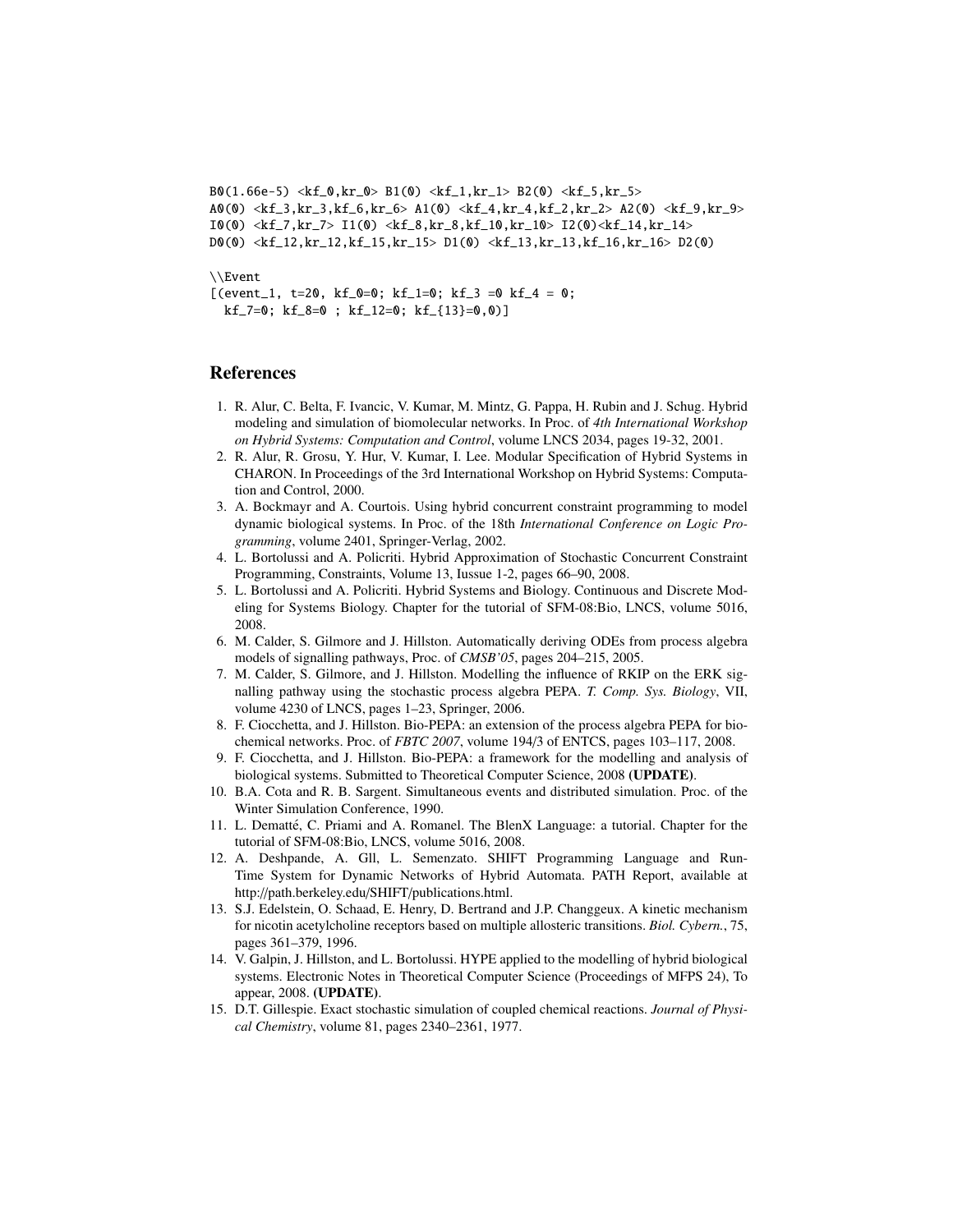```
B0(1.66e-5) <kf_0,kr_0> B1(0) <kf_1,kr_1> B2(0) <kf_5,kr_5>
A0(0) <kf_3,kr_3,kf_6,kr_6> A1(0) <kf_4,kr_4,kf_2,kr_2> A2(0) <kf_9,kr_9>
I0(0) <kf_7,kr_7> I1(0) <kf_8,kr_8,kf_10,kr_10> I2(0)<kf_14,kr_14>
D0(0) <kf_12,kr_12,kf_15,kr_15> D1(0) <kf_13,kr_13,kf_16,kr_16> D2(0)

\\Event
[(event_1, t=20, kf_0=0; kf_1=0; kf_3 =0 kf_4 = 0;
  kf_7=0; kf_8=0 ; kf_12=0; kf_{13}=0,0)]
```

## References

1. R. Alur, C. Belta, F. Ivancic, V. Kumar, M. Mintz, G. Pappa, H. Rubin and J. Schug. Hybrid modeling and simulation of biomolecular networks. In Proc. of *4th International Workshop on Hybrid Systems: Computation and Control*, volume LNCS 2034, pages 19-32, 2001.
2. R. Alur, R. Grosu, Y. Hur, V. Kumar, I. Lee. Modular Specification of Hybrid Systems in CHARON. In Proceedings of the 3rd International Workshop on Hybrid Systems: Computation and Control, 2000.
3. A. Bockmayr and A. Courtois. Using hybrid concurrent constraint programming to model dynamic biological systems. In Proc. of the 18th *International Conference on Logic Programming*, volume 2401, Springer-Verlag, 2002.
4. L. Bortolussi and A. Policriti. Hybrid Approximation of Stochastic Concurrent Constraint Programming, Constraints, Volume 13, Iussue 1-2, pages 66–90, 2008.
5. L. Bortolussi and A. Policriti. Hybrid Systems and Biology. Continuous and Discrete Modeling for Systems Biology. Chapter for the tutorial of SFM-08:Bio, LNCS, volume 5016, 2008.
6. M. Calder, S. Gilmore and J. Hillston. Automatically deriving ODEs from process algebra models of signalling pathways, Proc. of *CMSB'05*, pages 204–215, 2005.
7. M. Calder, S. Gilmore, and J. Hillston. Modelling the influence of RKIP on the ERK signalling pathway using the stochastic process algebra PEPA. *T. Comp. Sys. Biology*, VII, volume 4230 of LNCS, pages 1–23, Springer, 2006.
8. F. Ciocchetta, and J. Hillston. Bio-PEPA: an extension of the process algebra PEPA for biochemical networks. Proc. of *FBTC 2007*, volume 194/3 of ENTCS, pages 103–117, 2008.
9. F. Ciocchetta, and J. Hillston. Bio-PEPA: a framework for the modelling and analysis of biological systems. Submitted to Theoretical Computer Science, 2008 **(UPDATE)**.
10. B.A. Cota and R. B. Sargent. Simultaneous events and distributed simulation. Proc. of the Winter Simulation Conference, 1990.
11. L. Dematté, C. Priami and A. Romanel. The BlenX Language: a tutorial. Chapter for the tutorial of SFM-08:Bio, LNCS, volume 5016, 2008.
12. A. Deshpande, A. Gll, L. Semenzato. SHIFT Programming Language and Run-Time System for Dynamic Networks of Hybrid Automata. PATH Report, available at http://path.berkeley.edu/SHIFT/publications.html.
13. S.J. Edelstein, O. Schaad, E. Henry, D. Bertrand and J.P. Changgeux. A kinetic mechanism for nicotin acetylcholine receptors based on multiple allosteric transitions. *Biol. Cybern.*, 75, pages 361–379, 1996.
14. V. Galpin, J. Hillston, and L. Bortolussi. HYPE applied to the modelling of hybrid biological systems. Electronic Notes in Theoretical Computer Science (Proceedings of MFPS 24), To appear, 2008. **(UPDATE)**.
15. D.T. Gillespie. Exact stochastic simulation of coupled chemical reactions. *Journal of Physical Chemistry*, volume 81, pages 2340–2361, 1977.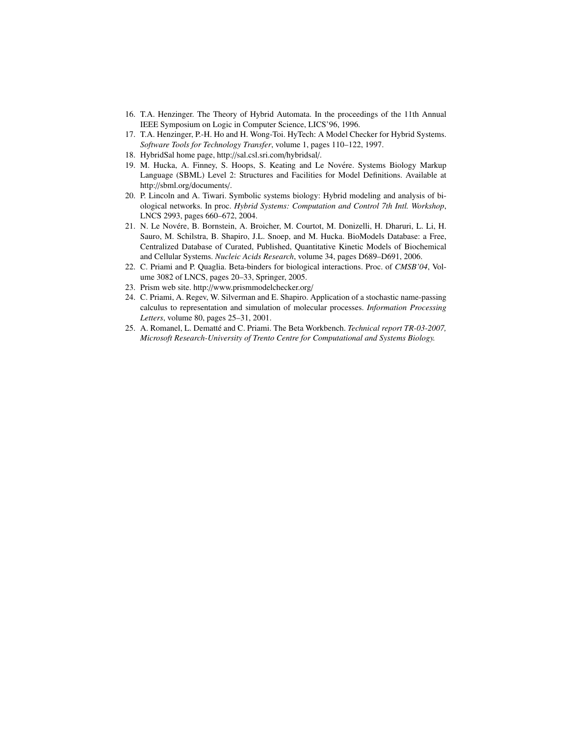16. T.A. Henzinger. The Theory of Hybrid Automata. In the proceedings of the 11th Annual IEEE Symposium on Logic in Computer Science, LICS'96, 1996.
17. T.A. Henzinger, P.-H. Ho and H. Wong-Toi. HyTech: A Model Checker for Hybrid Systems. *Software Tools for Technology Transfer*, volume 1, pages 110–122, 1997.
18. HybridSal home page, http://sal.csl.sri.com/hybridsal/.
19. M. Hucka, A. Finney, S. Hoops, S. Keating and Le Novére. Systems Biology Markup Language (SBML) Level 2: Structures and Facilities for Model Definitions. Available at http://sbml.org/documents/.
20. P. Lincoln and A. Tiwari. Symbolic systems biology: Hybrid modeling and analysis of biological networks. In proc. *Hybrid Systems: Computation and Control 7th Intl. Workshop*, LNCS 2993, pages 660–672, 2004.
21. N. Le Novére, B. Bornstein, A. Broicher, M. Courtot, M. Donizelli, H. Dharuri, L. Li, H. Sauro, M. Schilstra, B. Shapiro, J.L. Snoep, and M. Hucka. BioModels Database: a Free, Centralized Database of Curated, Published, Quantitative Kinetic Models of Biochemical and Cellular Systems. *Nucleic Acids Research*, volume 34, pages D689–D691, 2006.
22. C. Priami and P. Quaglia. Beta-binders for biological interactions. Proc. of *CMSB'04*, Volume 3082 of LNCS, pages 20–33, Springer, 2005.
23. Prism web site. http://www.prismmodelchecker.org/
24. C. Priami, A. Regev, W. Silverman and E. Shapiro. Application of a stochastic name-passing calculus to representation and simulation of molecular processes. *Information Processing Letters*, volume 80, pages 25–31, 2001.
25. A. Romanel, L. Dematté and C. Priami. The Beta Workbench. *Technical report TR-03-2007, Microsoft Research-University of Trento Centre for Computational and Systems Biology.*